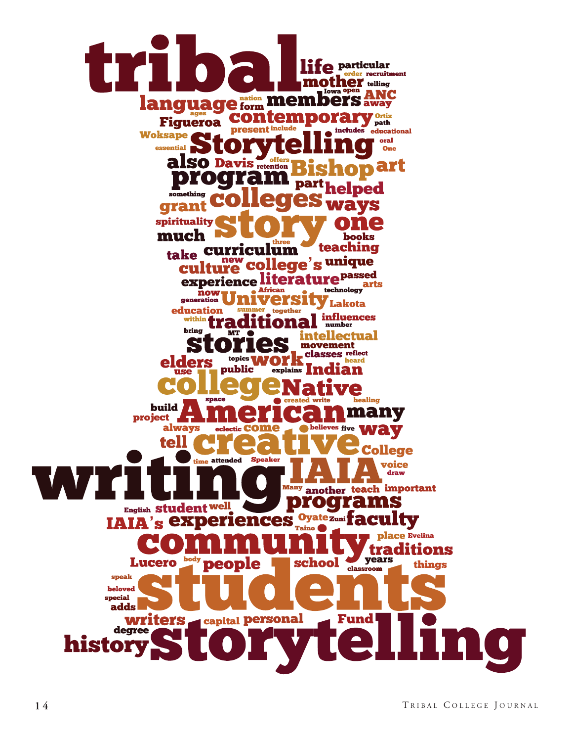tribal life particular order recruitment mother telling Iowa open ANC away nation language form members ages contemporary Ortiz path Figueroa present include includes educational Woksape essential Storytelling oral One also Davis offers retention Bishop art program part helped something grant colleges ways spirituality story one much books three curriculum teaching take new culture college's unique experience literature passed arts African now technology generation University Lakota education summer together influences within traditional number bring MT intellectual stories movement topics classes reflect elders work heard use public explains Indian college Native space created write healing build project American many always eclectic come believes five way tell creative College time attended Speaker voice writing IAIA draw Many another teach important English student well programs IAIA's experiences Oyate Zuni faculty Taino community place Evelina traditions Lucero body people school years classroom things speak beloved special students adds writers capital personal Fund degree history storytelling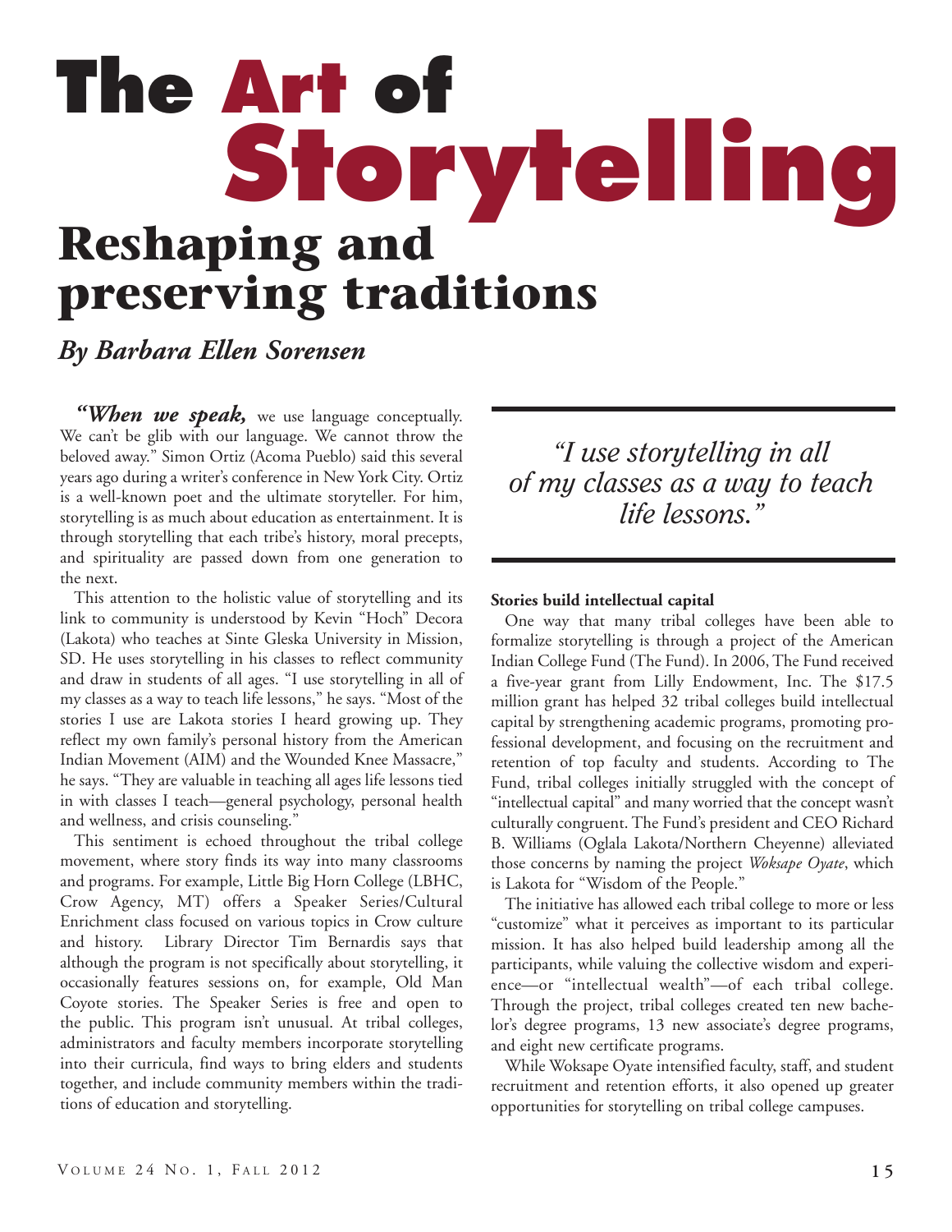# The Art of Storytelling

## Reshaping and preserving traditions

*By Barbara Ellen Sorensen*

***"When we speak,*** we use language conceptually. We can't be glib with our language. We cannot throw the beloved away." Simon Ortiz (Acoma Pueblo) said this several years ago during a writer's conference in New York City. Ortiz is a well-known poet and the ultimate storyteller. For him, storytelling is as much about education as entertainment. It is through storytelling that each tribe's history, moral precepts, and spirituality are passed down from one generation to the next.

This attention to the holistic value of storytelling and its link to community is understood by Kevin "Hoch" Decora (Lakota) who teaches at Sinte Gleska University in Mission, SD. He uses storytelling in his classes to reflect community and draw in students of all ages. "I use storytelling in all of my classes as a way to teach life lessons," he says. "Most of the stories I use are Lakota stories I heard growing up. They reflect my own family's personal history from the American Indian Movement (AIM) and the Wounded Knee Massacre," he says. "They are valuable in teaching all ages life lessons tied in with classes I teach—general psychology, personal health and wellness, and crisis counseling."

This sentiment is echoed throughout the tribal college movement, where story finds its way into many classrooms and programs. For example, Little Big Horn College (LBHC, Crow Agency, MT) offers a Speaker Series/Cultural Enrichment class focused on various topics in Crow culture and history. Library Director Tim Bernardis says that although the program is not specifically about storytelling, it occasionally features sessions on, for example, Old Man Coyote stories. The Speaker Series is free and open to the public. This program isn't unusual. At tribal colleges, administrators and faculty members incorporate storytelling into their curricula, find ways to bring elders and students together, and include community members within the traditions of education and storytelling.

> *"I use storytelling in all of my classes as a way to teach life lessons."*

**Stories build intellectual capital**

One way that many tribal colleges have been able to formalize storytelling is through a project of the American Indian College Fund (The Fund). In 2006, The Fund received a five-year grant from Lilly Endowment, Inc. The $17.5 million grant has helped 32 tribal colleges build intellectual capital by strengthening academic programs, promoting professional development, and focusing on the recruitment and retention of top faculty and students. According to The Fund, tribal colleges initially struggled with the concept of "intellectual capital" and many worried that the concept wasn't culturally congruent. The Fund's president and CEO Richard B. Williams (Oglala Lakota/Northern Cheyenne) alleviated those concerns by naming the project *Woksape Oyate*, which is Lakota for "Wisdom of the People."

The initiative has allowed each tribal college to more or less "customize" what it perceives as important to its particular mission. It has also helped build leadership among all the participants, while valuing the collective wisdom and experience—or "intellectual wealth"—of each tribal college. Through the project, tribal colleges created ten new bachelor's degree programs, 13 new associate's degree programs, and eight new certificate programs.

While Woksape Oyate intensified faculty, staff, and student recruitment and retention efforts, it also opened up greater opportunities for storytelling on tribal college campuses.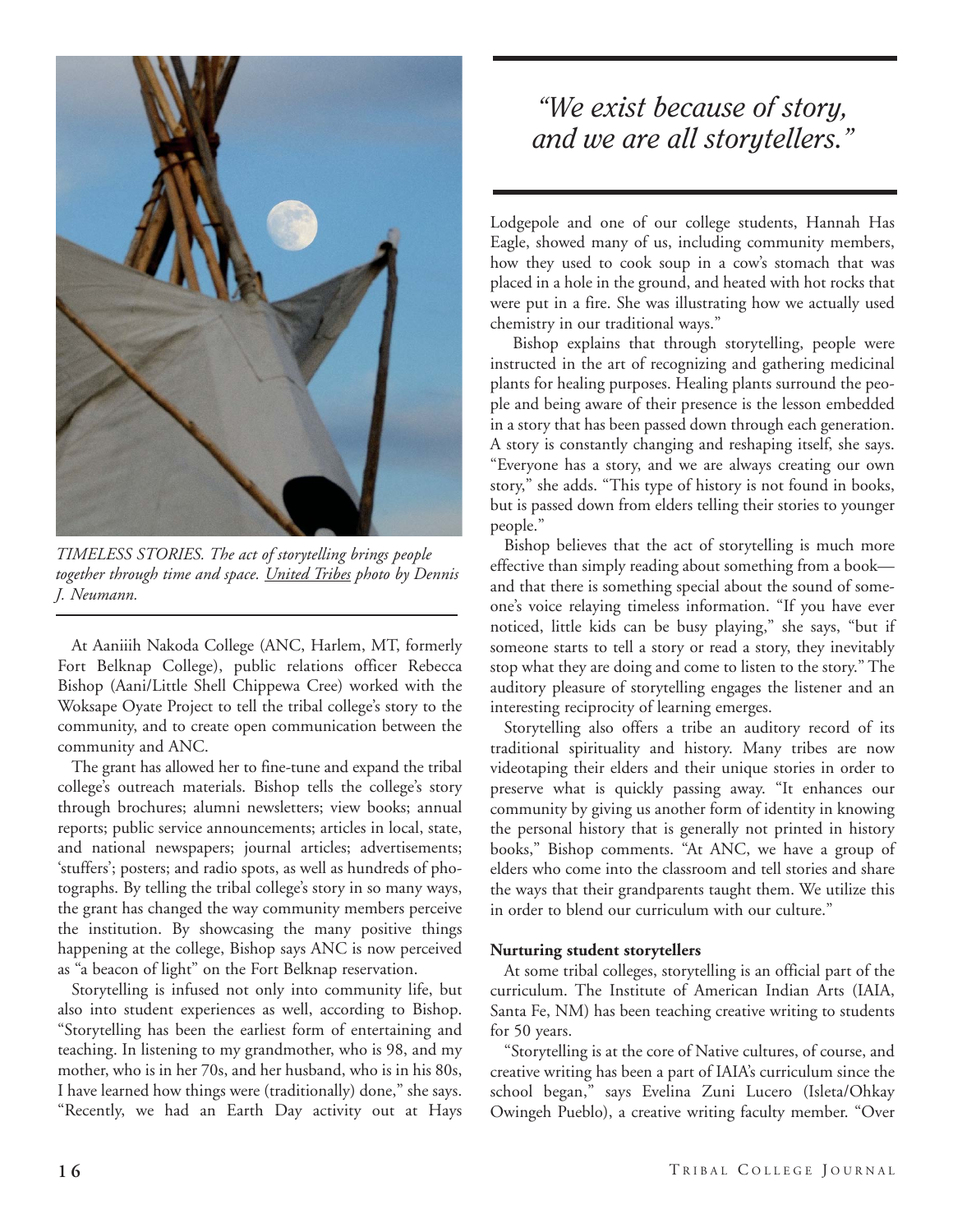TIMELESS STORIES. *The act of storytelling brings people together through time and space. United Tribes photo by Dennis J. Neumann.*

At Aaniiih Nakoda College (ANC, Harlem, MT, formerly Fort Belknap College), public relations officer Rebecca Bishop (Aani/Little Shell Chippewa Cree) worked with the Woksape Oyate Project to tell the tribal college's story to the community, and to create open communication between the community and ANC.

The grant has allowed her to fine-tune and expand the tribal college's outreach materials. Bishop tells the college's story through brochures; alumni newsletters; view books; annual reports; public service announcements; articles in local, state, and national newspapers; journal articles; advertisements; 'stuffers'; posters; and radio spots, as well as hundreds of photographs. By telling the tribal college's story in so many ways, the grant has changed the way community members perceive the institution. By showcasing the many positive things happening at the college, Bishop says ANC is now perceived as "a beacon of light" on the Fort Belknap reservation.

Storytelling is infused not only into community life, but also into student experiences as well, according to Bishop. "Storytelling has been the earliest form of entertaining and teaching. In listening to my grandmother, who is 98, and my mother, who is in her 70s, and her husband, who is in his 80s, I have learned how things were (traditionally) done," she says. "Recently, we had an Earth Day activity out at Hays Lodgepole and one of our college students, Hannah Has Eagle, showed many of us, including community members, how they used to cook soup in a cow's stomach that was placed in a hole in the ground, and heated with hot rocks that were put in a fire. She was illustrating how we actually used chemistry in our traditional ways."

> *"We exist because of story, and we are all storytellers."*

Bishop explains that through storytelling, people were instructed in the art of recognizing and gathering medicinal plants for healing purposes. Healing plants surround the people and being aware of their presence is the lesson embedded in a story that has been passed down through each generation. A story is constantly changing and reshaping itself, she says. "Everyone has a story, and we are always creating our own story," she adds. "This type of history is not found in books, but is passed down from elders telling their stories to younger people."

Bishop believes that the act of storytelling is much more effective than simply reading about something from a book—and that there is something special about the sound of someone's voice relaying timeless information. "If you have ever noticed, little kids can be busy playing," she says, "but if someone starts to tell a story or read a story, they inevitably stop what they are doing and come to listen to the story." The auditory pleasure of storytelling engages the listener and an interesting reciprocity of learning emerges.

Storytelling also offers a tribe an auditory record of its traditional spirituality and history. Many tribes are now videotaping their elders and their unique stories in order to preserve what is quickly passing away. "It enhances our community by giving us another form of identity in knowing the personal history that is generally not printed in history books," Bishop comments. "At ANC, we have a group of elders who come into the classroom and tell stories and share the ways that their grandparents taught them. We utilize this in order to blend our curriculum with our culture."

**Nurturing student storytellers**

At some tribal colleges, storytelling is an official part of the curriculum. The Institute of American Indian Arts (IAIA, Santa Fe, NM) has been teaching creative writing to students for 50 years.

"Storytelling is at the core of Native cultures, of course, and creative writing has been a part of IAIA's curriculum since the school began," says Evelina Zuni Lucero (Isleta/Ohkay Owingeh Pueblo), a creative writing faculty member. "Over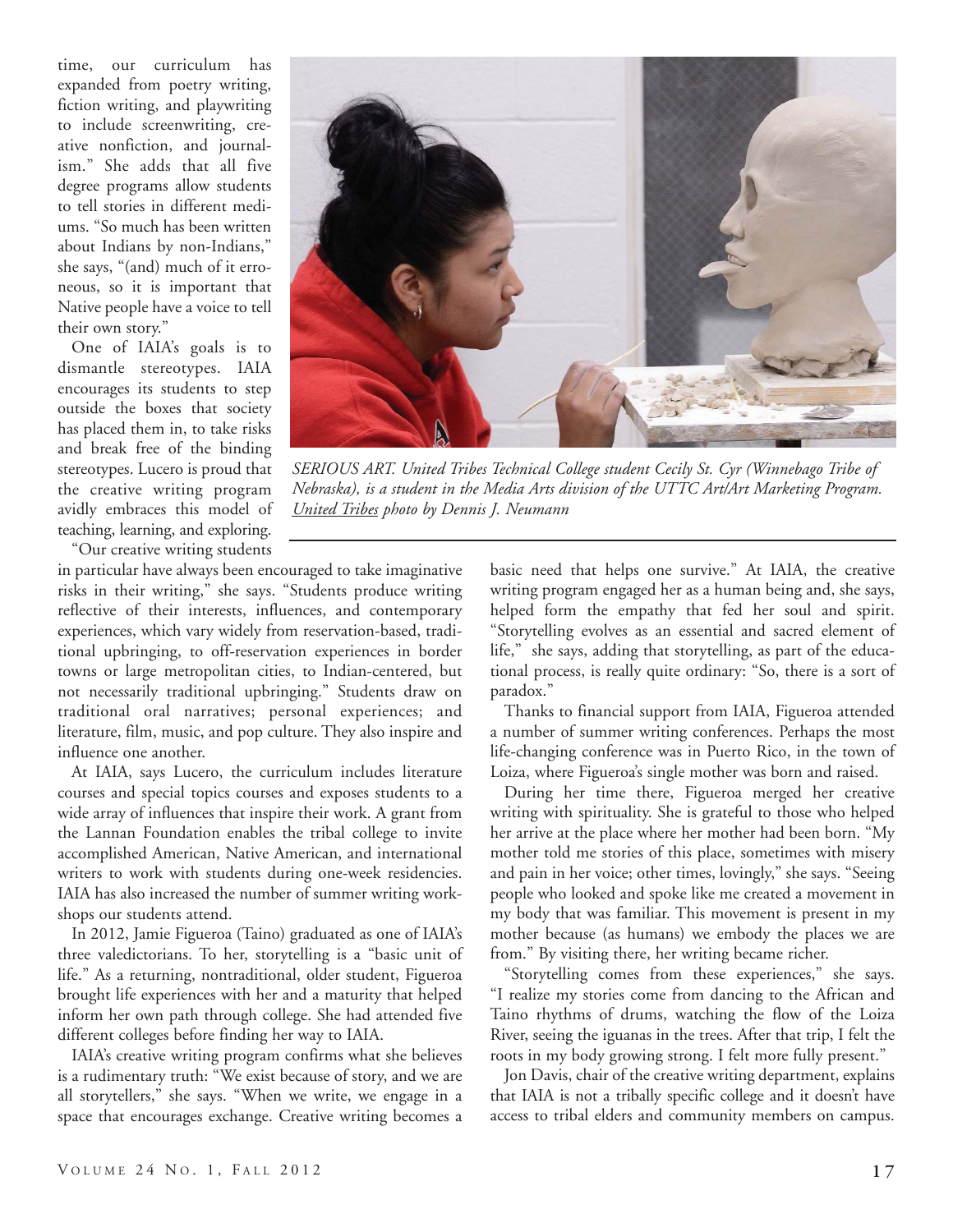time, our curriculum has expanded from poetry writing, fiction writing, and playwriting to include screenwriting, creative nonfiction, and journalism." She adds that all five degree programs allow students to tell stories in different mediums. "So much has been written about Indians by non-Indians," she says, "(and) much of it erroneous, so it is important that Native people have a voice to tell their own story."

One of IAIA's goals is to dismantle stereotypes. IAIA encourages its students to step outside the boxes that society has placed them in, to take risks and break free of the binding stereotypes. Lucero is proud that the creative writing program avidly embraces this model of teaching, learning, and exploring.

"Our creative writing students in particular have always been encouraged to take imaginative risks in their writing," she says. "Students produce writing reflective of their interests, influences, and contemporary experiences, which vary widely from reservation-based, traditional upbringing, to off-reservation experiences in border towns or large metropolitan cities, to Indian-centered, but not necessarily traditional upbringing." Students draw on traditional oral narratives; personal experiences; and literature, film, music, and pop culture. They also inspire and influence one another.

At IAIA, says Lucero, the curriculum includes literature courses and special topics courses and exposes students to a wide array of influences that inspire their work. A grant from the Lannan Foundation enables the tribal college to invite accomplished American, Native American, and international writers to work with students during one-week residencies. IAIA has also increased the number of summer writing workshops our students attend.

In 2012, Jamie Figueroa (Taino) graduated as one of IAIA's three valedictorians. To her, storytelling is a "basic unit of life." As a returning, nontraditional, older student, Figueroa brought life experiences with her and a maturity that helped inform her own path through college. She had attended five different colleges before finding her way to IAIA.

IAIA's creative writing program confirms what she believes is a rudimentary truth: "We exist because of story, and we are all storytellers," she says. "When we write, we engage in a space that encourages exchange. Creative writing becomes a basic need that helps one survive." At IAIA, the creative writing program engaged her as a human being and, she says, helped form the empathy that fed her soul and spirit. "Storytelling evolves as an essential and sacred element of life," she says, adding that storytelling, as part of the educational process, is really quite ordinary: "So, there is a sort of paradox."

*SERIOUS ART. United Tribes Technical College student Cecily St. Cyr (Winnebago Tribe of Nebraska), is a student in the Media Arts division of the UTTC Art/Art Marketing Program. United Tribes photo by Dennis J. Neumann*

Thanks to financial support from IAIA, Figueroa attended a number of summer writing conferences. Perhaps the most life-changing conference was in Puerto Rico, in the town of Loiza, where Figueroa's single mother was born and raised.

During her time there, Figueroa merged her creative writing with spirituality. She is grateful to those who helped her arrive at the place where her mother had been born. "My mother told me stories of this place, sometimes with misery and pain in her voice; other times, lovingly," she says. "Seeing people who looked and spoke like me created a movement in my body that was familiar. This movement is present in my mother because (as humans) we embody the places we are from." By visiting there, her writing became richer.

"Storytelling comes from these experiences," she says. "I realize my stories come from dancing to the African and Taino rhythms of drums, watching the flow of the Loiza River, seeing the iguanas in the trees. After that trip, I felt the roots in my body growing strong. I felt more fully present."

Jon Davis, chair of the creative writing department, explains that IAIA is not a tribally specific college and it doesn't have access to tribal elders and community members on campus.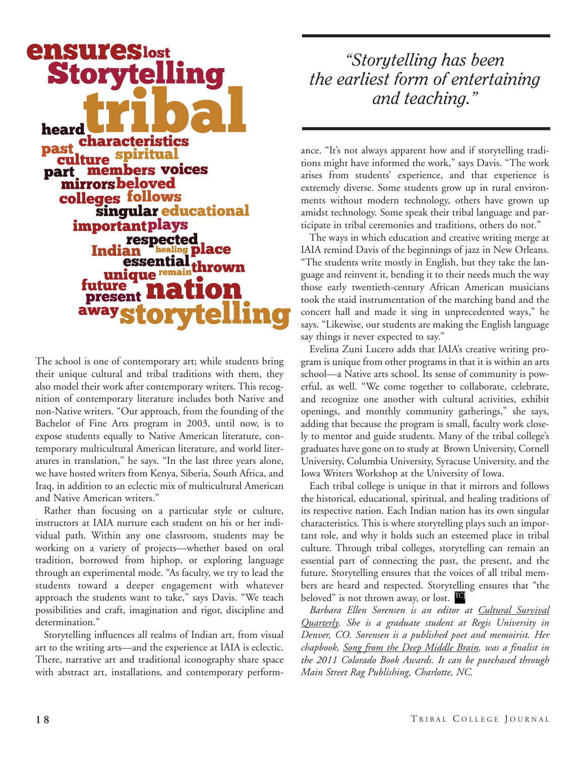*"Storytelling has been the earliest form of entertaining and teaching."*

The school is one of contemporary art; while students bring their unique cultural and tribal traditions with them, they also model their work after contemporary writers. This recognition of contemporary literature includes both Native and non-Native writers. "Our approach, from the founding of the Bachelor of Fine Arts program in 2003, until now, is to expose students equally to Native American literature, contemporary multicultural American literature, and world literatures in translation," he says. "In the last three years alone, we have hosted writers from Kenya, Siberia, South Africa, and Iraq, in addition to an eclectic mix of multicultural American and Native American writers."

Rather than focusing on a particular style or culture, instructors at IAIA nurture each student on his or her individual path. Within any one classroom, students may be working on a variety of projects—whether based on oral tradition, borrowed from hiphop, or exploring language through an experimental mode. "As faculty, we try to lead the students toward a deeper engagement with whatever approach the students want to take," says Davis. "We teach possibilities and craft, imagination and rigor, discipline and determination."

Storytelling influences all realms of Indian art, from visual art to the writing arts—and the experience at IAIA is eclectic. There, narrative art and traditional iconography share space with abstract art, installations, and contemporary performance. "It's not always apparent how and if storytelling traditions might have informed the work," says Davis. "The work arises from students' experience, and that experience is extremely diverse. Some students grow up in rural environments without modern technology, others have grown up amidst technology. Some speak their tribal language and participate in tribal ceremonies and traditions, others do not."

The ways in which education and creative writing merge at IAIA remind Davis of the beginnings of jazz in New Orleans. "The students write mostly in English, but they take the language and reinvent it, bending it to their needs much the way those early twentieth-century African American musicians took the staid instrumentation of the marching band and the concert hall and made it sing in unprecedented ways," he says. "Likewise, our students are making the English language say things it never expected to say."

Evelina Zuni Lucero adds that IAIA's creative writing program is unique from other programs in that it is within an arts school—a Native arts school. Its sense of community is powerful, as well. "We come together to collaborate, celebrate, and recognize one another with cultural activities, exhibit openings, and monthly community gatherings," she says, adding that because the program is small, faculty work closely to mentor and guide students. Many of the tribal college's graduates have gone on to study at Brown University, Cornell University, Columbia University, Syracuse University, and the Iowa Writers Workshop at the University of Iowa.

Each tribal college is unique in that it mirrors and follows the historical, educational, spiritual, and healing traditions of its respective nation. Each Indian nation has its own singular characteristics. This is where storytelling plays such an important role, and why it holds such an esteemed place in tribal culture. Through tribal colleges, storytelling can remain an essential part of connecting the past, the present, and the future. Storytelling ensures that the voices of all tribal members are heard and respected. Storytelling ensures that "the beloved" is not thrown away, or lost.

*Barbara Ellen Sorensen is an editor at Cultural Survival Quarterly. She is a graduate student at Regis University in Denver, CO. Sorensen is a published poet and memoirist. Her chapbook, Song from the Deep Middle Brain, was a finalist in the 2011 Colorado Book Awards. It can be purchased through Main Street Rag Publishing, Charlotte, NC.*